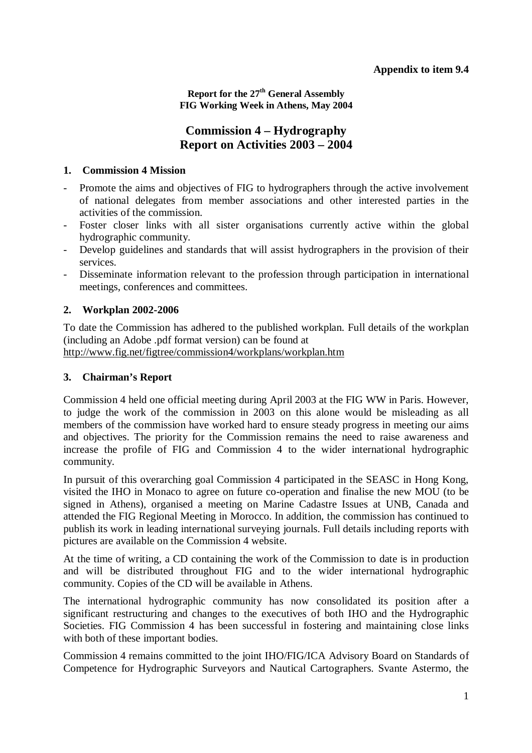**Appendix to item 9.4**

**Report for the 27th General Assembly**
**FIG Working Week in Athens, May 2004**

# Commission 4 – Hydrography
# Report on Activities 2003 – 2004

## 1. Commission 4 Mission

- Promote the aims and objectives of FIG to hydrographers through the active involvement of national delegates from member associations and other interested parties in the activities of the commission.
- Foster closer links with all sister organisations currently active within the global hydrographic community.
- Develop guidelines and standards that will assist hydrographers in the provision of their services.
- Disseminate information relevant to the profession through participation in international meetings, conferences and committees.

## 2. Workplan 2002-2006

To date the Commission has adhered to the published workplan. Full details of the workplan (including an Adobe .pdf format version) can be found at
http://www.fig.net/figtree/commission4/workplans/workplan.htm

## 3. Chairman's Report

Commission 4 held one official meeting during April 2003 at the FIG WW in Paris. However, to judge the work of the commission in 2003 on this alone would be misleading as all members of the commission have worked hard to ensure steady progress in meeting our aims and objectives. The priority for the Commission remains the need to raise awareness and increase the profile of FIG and Commission 4 to the wider international hydrographic community.

In pursuit of this overarching goal Commission 4 participated in the SEASC in Hong Kong, visited the IHO in Monaco to agree on future co-operation and finalise the new MOU (to be signed in Athens), organised a meeting on Marine Cadastre Issues at UNB, Canada and attended the FIG Regional Meeting in Morocco. In addition, the commission has continued to publish its work in leading international surveying journals. Full details including reports with pictures are available on the Commission 4 website.

At the time of writing, a CD containing the work of the Commission to date is in production and will be distributed throughout FIG and to the wider international hydrographic community. Copies of the CD will be available in Athens.

The international hydrographic community has now consolidated its position after a significant restructuring and changes to the executives of both IHO and the Hydrographic Societies. FIG Commission 4 has been successful in fostering and maintaining close links with both of these important bodies.

Commission 4 remains committed to the joint IHO/FIG/ICA Advisory Board on Standards of Competence for Hydrographic Surveyors and Nautical Cartographers. Svante Astermo, the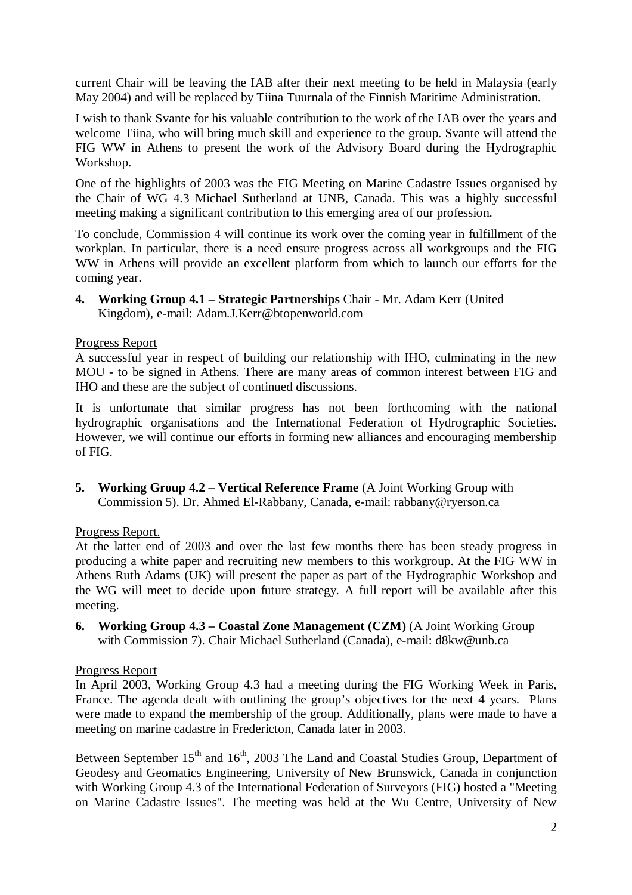current Chair will be leaving the IAB after their next meeting to be held in Malaysia (early May 2004) and will be replaced by Tiina Tuurnala of the Finnish Maritime Administration.

I wish to thank Svante for his valuable contribution to the work of the IAB over the years and welcome Tiina, who will bring much skill and experience to the group. Svante will attend the FIG WW in Athens to present the work of the Advisory Board during the Hydrographic Workshop.

One of the highlights of 2003 was the FIG Meeting on Marine Cadastre Issues organised by the Chair of WG 4.3 Michael Sutherland at UNB, Canada. This was a highly successful meeting making a significant contribution to this emerging area of our profession.

To conclude, Commission 4 will continue its work over the coming year in fulfillment of the workplan. In particular, there is a need ensure progress across all workgroups and the FIG WW in Athens will provide an excellent platform from which to launch our efforts for the coming year.

**4. Working Group 4.1 – Strategic Partnerships** Chair - Mr. Adam Kerr (United Kingdom), e-mail: Adam.J.Kerr@btopenworld.com

<u>Progress Report</u>

A successful year in respect of building our relationship with IHO, culminating in the new MOU - to be signed in Athens. There are many areas of common interest between FIG and IHO and these are the subject of continued discussions.

It is unfortunate that similar progress has not been forthcoming with the national hydrographic organisations and the International Federation of Hydrographic Societies. However, we will continue our efforts in forming new alliances and encouraging membership of FIG.

**5. Working Group 4.2 – Vertical Reference Frame** (A Joint Working Group with Commission 5). Dr. Ahmed El-Rabbany, Canada, e-mail: rabbany@ryerson.ca

<u>Progress Report.</u>

At the latter end of 2003 and over the last few months there has been steady progress in producing a white paper and recruiting new members to this workgroup. At the FIG WW in Athens Ruth Adams (UK) will present the paper as part of the Hydrographic Workshop and the WG will meet to decide upon future strategy. A full report will be available after this meeting.

**6. Working Group 4.3 – Coastal Zone Management (CZM)** (A Joint Working Group with Commission 7). Chair Michael Sutherland (Canada), e-mail: d8kw@unb.ca

<u>Progress Report</u>

In April 2003, Working Group 4.3 had a meeting during the FIG Working Week in Paris, France. The agenda dealt with outlining the group's objectives for the next 4 years. Plans were made to expand the membership of the group. Additionally, plans were made to have a meeting on marine cadastre in Fredericton, Canada later in 2003.

Between September 15th and 16th, 2003 The Land and Coastal Studies Group, Department of Geodesy and Geomatics Engineering, University of New Brunswick, Canada in conjunction with Working Group 4.3 of the International Federation of Surveyors (FIG) hosted a "Meeting on Marine Cadastre Issues". The meeting was held at the Wu Centre, University of New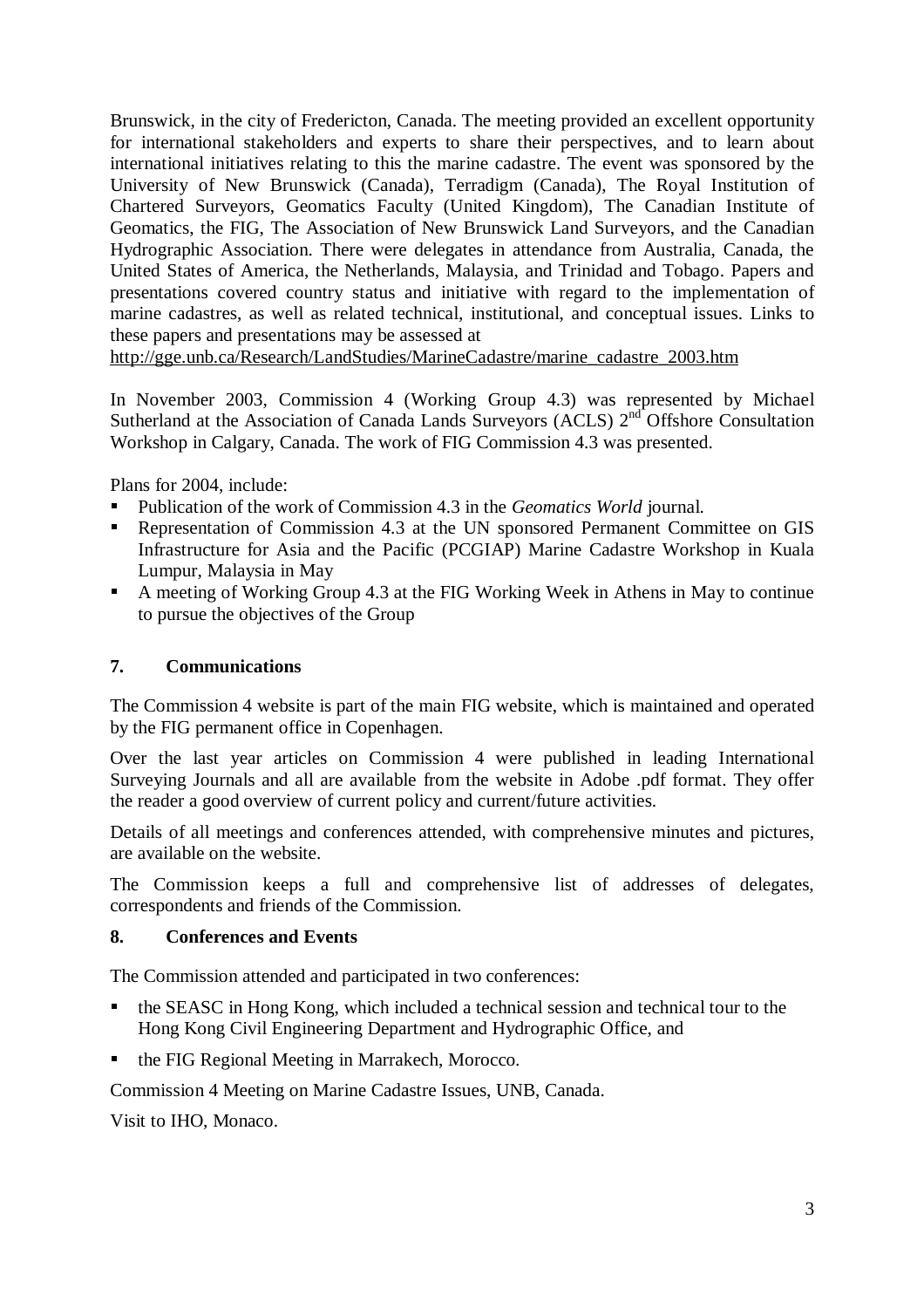Brunswick, in the city of Fredericton, Canada. The meeting provided an excellent opportunity for international stakeholders and experts to share their perspectives, and to learn about international initiatives relating to this the marine cadastre. The event was sponsored by the University of New Brunswick (Canada), Terradigm (Canada), The Royal Institution of Chartered Surveyors, Geomatics Faculty (United Kingdom), The Canadian Institute of Geomatics, the FIG, The Association of New Brunswick Land Surveyors, and the Canadian Hydrographic Association. There were delegates in attendance from Australia, Canada, the United States of America, the Netherlands, Malaysia, and Trinidad and Tobago. Papers and presentations covered country status and initiative with regard to the implementation of marine cadastres, as well as related technical, institutional, and conceptual issues. Links to these papers and presentations may be assessed at
http://gge.unb.ca/Research/LandStudies/MarineCadastre/marine_cadastre_2003.htm

In November 2003, Commission 4 (Working Group 4.3) was represented by Michael Sutherland at the Association of Canada Lands Surveyors (ACLS) 2nd Offshore Consultation Workshop in Calgary, Canada. The work of FIG Commission 4.3 was presented.

Plans for 2004, include:

- Publication of the work of Commission 4.3 in the *Geomatics World* journal.
- Representation of Commission 4.3 at the UN sponsored Permanent Committee on GIS Infrastructure for Asia and the Pacific (PCGIAP) Marine Cadastre Workshop in Kuala Lumpur, Malaysia in May
- A meeting of Working Group 4.3 at the FIG Working Week in Athens in May to continue to pursue the objectives of the Group

## 7. Communications

The Commission 4 website is part of the main FIG website, which is maintained and operated by the FIG permanent office in Copenhagen.

Over the last year articles on Commission 4 were published in leading International Surveying Journals and all are available from the website in Adobe .pdf format. They offer the reader a good overview of current policy and current/future activities.

Details of all meetings and conferences attended, with comprehensive minutes and pictures, are available on the website.

The Commission keeps a full and comprehensive list of addresses of delegates, correspondents and friends of the Commission.

## 8. Conferences and Events

The Commission attended and participated in two conferences:

- the SEASC in Hong Kong, which included a technical session and technical tour to the Hong Kong Civil Engineering Department and Hydrographic Office, and
- the FIG Regional Meeting in Marrakech, Morocco.

Commission 4 Meeting on Marine Cadastre Issues, UNB, Canada.

Visit to IHO, Monaco.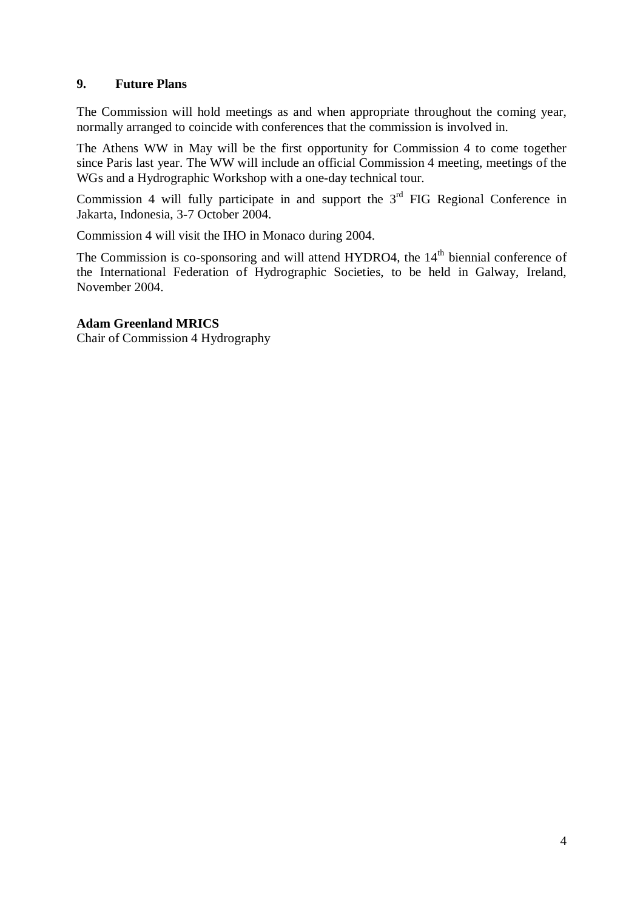## 9. Future Plans

The Commission will hold meetings as and when appropriate throughout the coming year, normally arranged to coincide with conferences that the commission is involved in.

The Athens WW in May will be the first opportunity for Commission 4 to come together since Paris last year. The WW will include an official Commission 4 meeting, meetings of the WGs and a Hydrographic Workshop with a one-day technical tour.

Commission 4 will fully participate in and support the 3rd FIG Regional Conference in Jakarta, Indonesia, 3-7 October 2004.

Commission 4 will visit the IHO in Monaco during 2004.

The Commission is co-sponsoring and will attend HYDRO4, the 14th biennial conference of the International Federation of Hydrographic Societies, to be held in Galway, Ireland, November 2004.

**Adam Greenland MRICS**
Chair of Commission 4 Hydrography